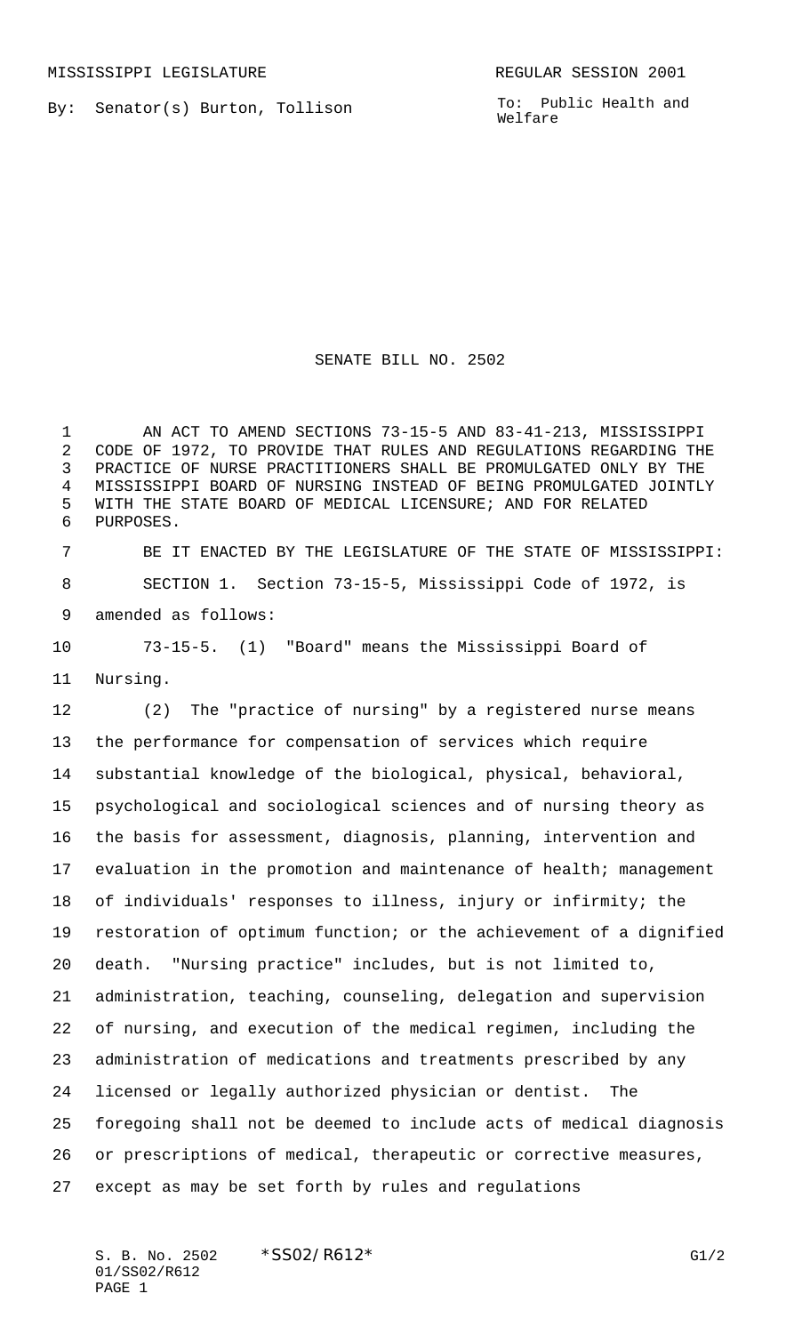MISSISSIPPI LEGISLATURE REGULAR SESSION 2001

By: Senator(s) Burton, Tollison

To: Public Health and Welfare

# SENATE BILL NO. 2502

AN ACT TO AMEND SECTIONS 73-15-5 AND 83-41-213, MISSISSIPPI CODE OF 1972, TO PROVIDE THAT RULES AND REGULATIONS REGARDING THE PRACTICE OF NURSE PRACTITIONERS SHALL BE PROMULGATED ONLY BY THE MISSISSIPPI BOARD OF NURSING INSTEAD OF BEING PROMULGATED JOINTLY WITH THE STATE BOARD OF MEDICAL LICENSURE; AND FOR RELATED PURPOSES.

BE IT ENACTED BY THE LEGISLATURE OF THE STATE OF MISSISSIPPI:

SECTION 1. Section 73-15-5, Mississippi Code of 1972, is amended as follows:

73-15-5. (1) "Board" means the Mississippi Board of Nursing.

(2) The "practice of nursing" by a registered nurse means the performance for compensation of services which require substantial knowledge of the biological, physical, behavioral, psychological and sociological sciences and of nursing theory as the basis for assessment, diagnosis, planning, intervention and evaluation in the promotion and maintenance of health; management of individuals' responses to illness, injury or infirmity; the restoration of optimum function; or the achievement of a dignified death. "Nursing practice" includes, but is not limited to, administration, teaching, counseling, delegation and supervision of nursing, and execution of the medical regimen, including the administration of medications and treatments prescribed by any licensed or legally authorized physician or dentist. The foregoing shall not be deemed to include acts of medical diagnosis or prescriptions of medical, therapeutic or corrective measures, except as may be set forth by rules and regulations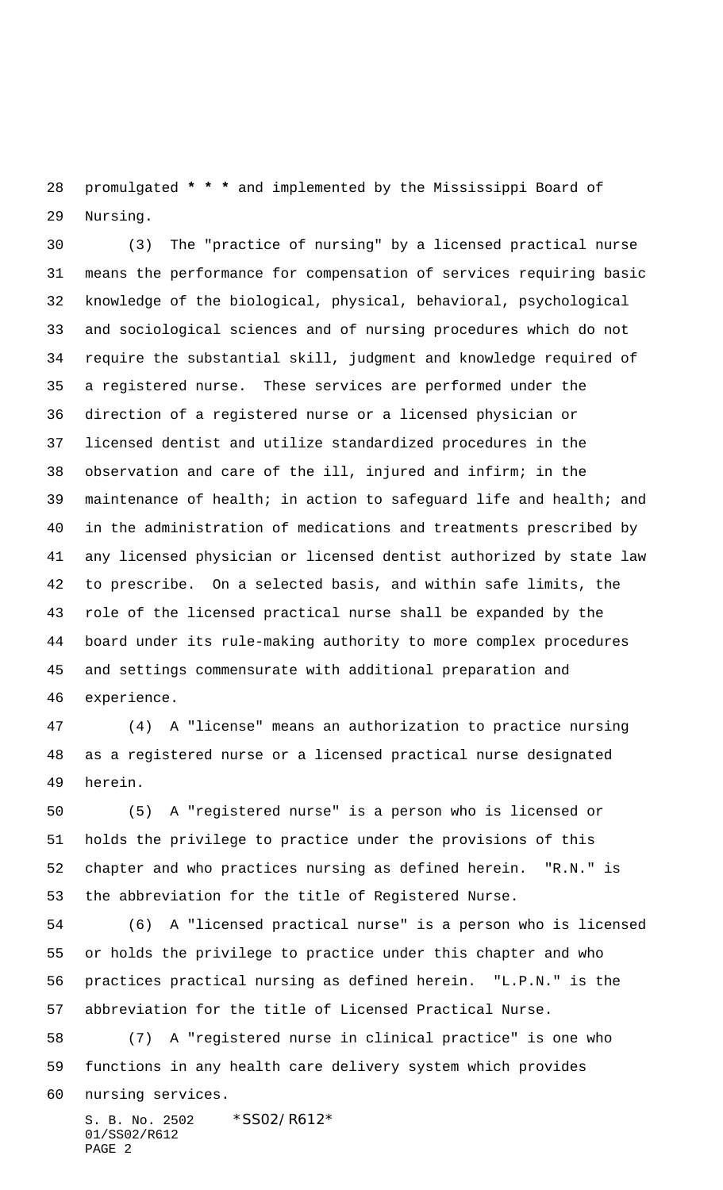promulgated * * * and implemented by the Mississippi Board of Nursing.

(3) The "practice of nursing" by a licensed practical nurse means the performance for compensation of services requiring basic knowledge of the biological, physical, behavioral, psychological and sociological sciences and of nursing procedures which do not require the substantial skill, judgment and knowledge required of a registered nurse. These services are performed under the direction of a registered nurse or a licensed physician or licensed dentist and utilize standardized procedures in the observation and care of the ill, injured and infirm; in the maintenance of health; in action to safeguard life and health; and in the administration of medications and treatments prescribed by any licensed physician or licensed dentist authorized by state law to prescribe. On a selected basis, and within safe limits, the role of the licensed practical nurse shall be expanded by the board under its rule-making authority to more complex procedures and settings commensurate with additional preparation and experience.

(4) A "license" means an authorization to practice nursing as a registered nurse or a licensed practical nurse designated herein.

(5) A "registered nurse" is a person who is licensed or holds the privilege to practice under the provisions of this chapter and who practices nursing as defined herein. "R.N." is the abbreviation for the title of Registered Nurse.

(6) A "licensed practical nurse" is a person who is licensed or holds the privilege to practice under this chapter and who practices practical nursing as defined herein. "L.P.N." is the abbreviation for the title of Licensed Practical Nurse.

(7) A "registered nurse in clinical practice" is one who functions in any health care delivery system which provides nursing services.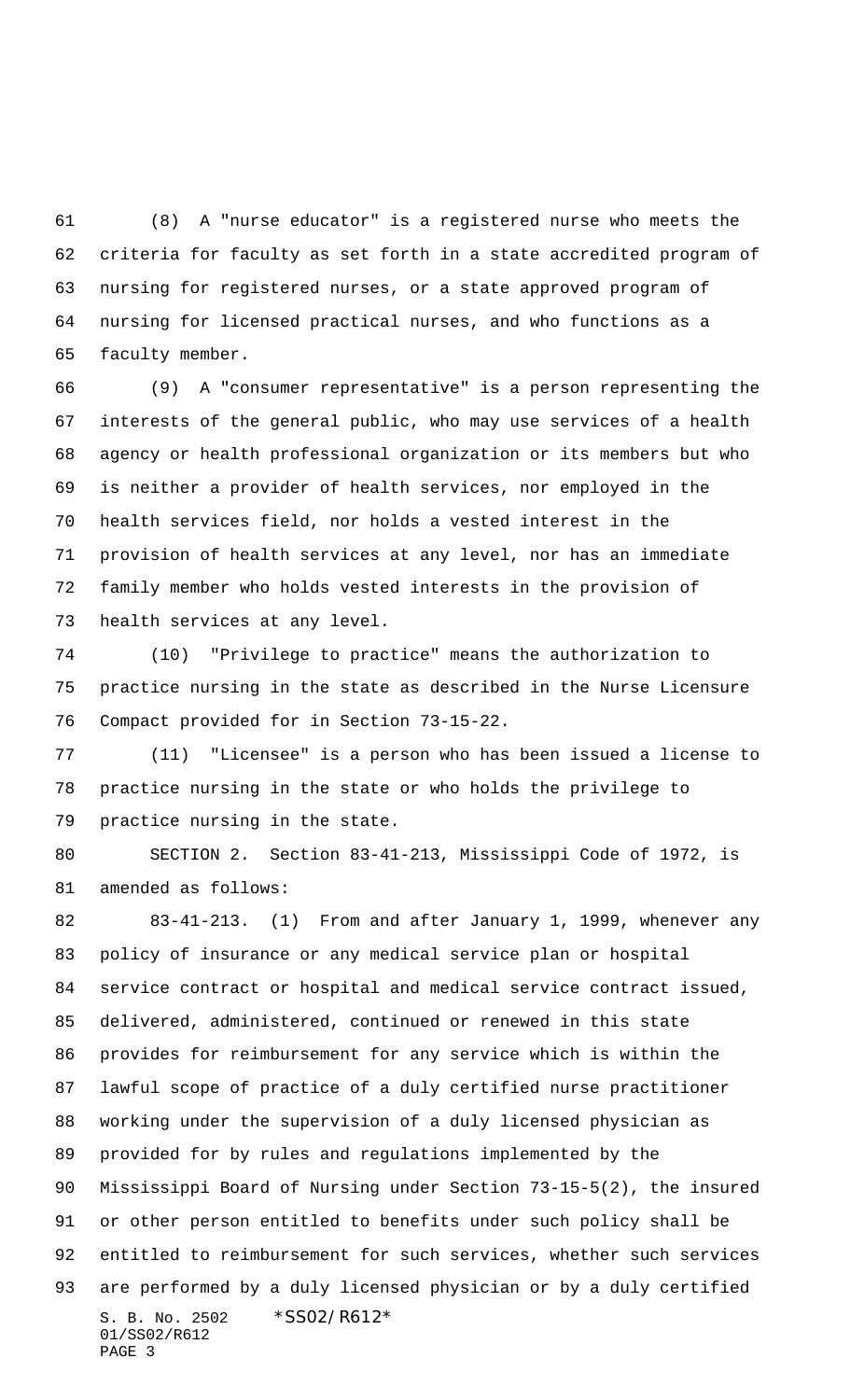(8) A "nurse educator" is a registered nurse who meets the criteria for faculty as set forth in a state accredited program of nursing for registered nurses, or a state approved program of nursing for licensed practical nurses, and who functions as a faculty member.

(9) A "consumer representative" is a person representing the interests of the general public, who may use services of a health agency or health professional organization or its members but who is neither a provider of health services, nor employed in the health services field, nor holds a vested interest in the provision of health services at any level, nor has an immediate family member who holds vested interests in the provision of health services at any level.

(10) "Privilege to practice" means the authorization to practice nursing in the state as described in the Nurse Licensure Compact provided for in Section 73-15-22.

(11) "Licensee" is a person who has been issued a license to practice nursing in the state or who holds the privilege to practice nursing in the state.

SECTION 2. Section 83-41-213, Mississippi Code of 1972, is amended as follows:

83-41-213. (1) From and after January 1, 1999, whenever any policy of insurance or any medical service plan or hospital service contract or hospital and medical service contract issued, delivered, administered, continued or renewed in this state provides for reimbursement for any service which is within the lawful scope of practice of a duly certified nurse practitioner working under the supervision of a duly licensed physician as provided for by rules and regulations implemented by the Mississippi Board of Nursing under Section 73-15-5(2), the insured or other person entitled to benefits under such policy shall be entitled to reimbursement for such services, whether such services are performed by a duly licensed physician or by a duly certified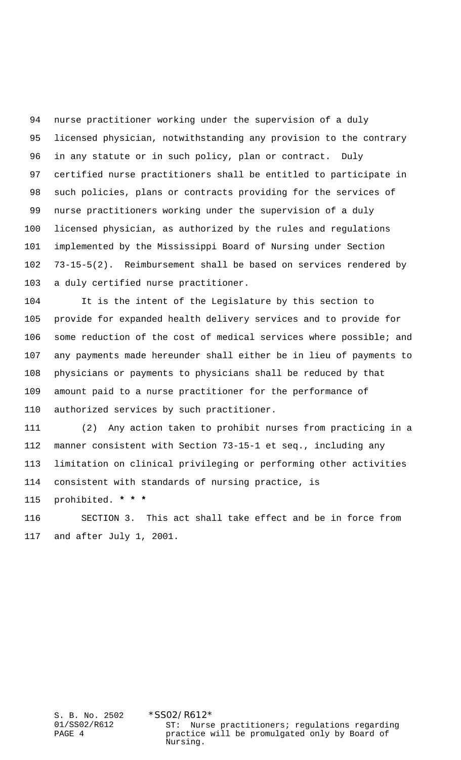nurse practitioner working under the supervision of a duly licensed physician, notwithstanding any provision to the contrary in any statute or in such policy, plan or contract. Duly certified nurse practitioners shall be entitled to participate in such policies, plans or contracts providing for the services of nurse practitioners working under the supervision of a duly licensed physician, as authorized by the rules and regulations implemented by the Mississippi Board of Nursing under Section 73-15-5(2). Reimbursement shall be based on services rendered by a duly certified nurse practitioner.

It is the intent of the Legislature by this section to provide for expanded health delivery services and to provide for some reduction of the cost of medical services where possible; and any payments made hereunder shall either be in lieu of payments to physicians or payments to physicians shall be reduced by that amount paid to a nurse practitioner for the performance of authorized services by such practitioner.

(2) Any action taken to prohibit nurses from practicing in a manner consistent with Section 73-15-1 et seq., including any limitation on clinical privileging or performing other activities consistent with standards of nursing practice, is prohibited. **\* \* \***

SECTION 3. This act shall take effect and be in force from and after July 1, 2001.

ST: Nurse practitioners; regulations regarding practice will be promulgated only by Board of Nursing.